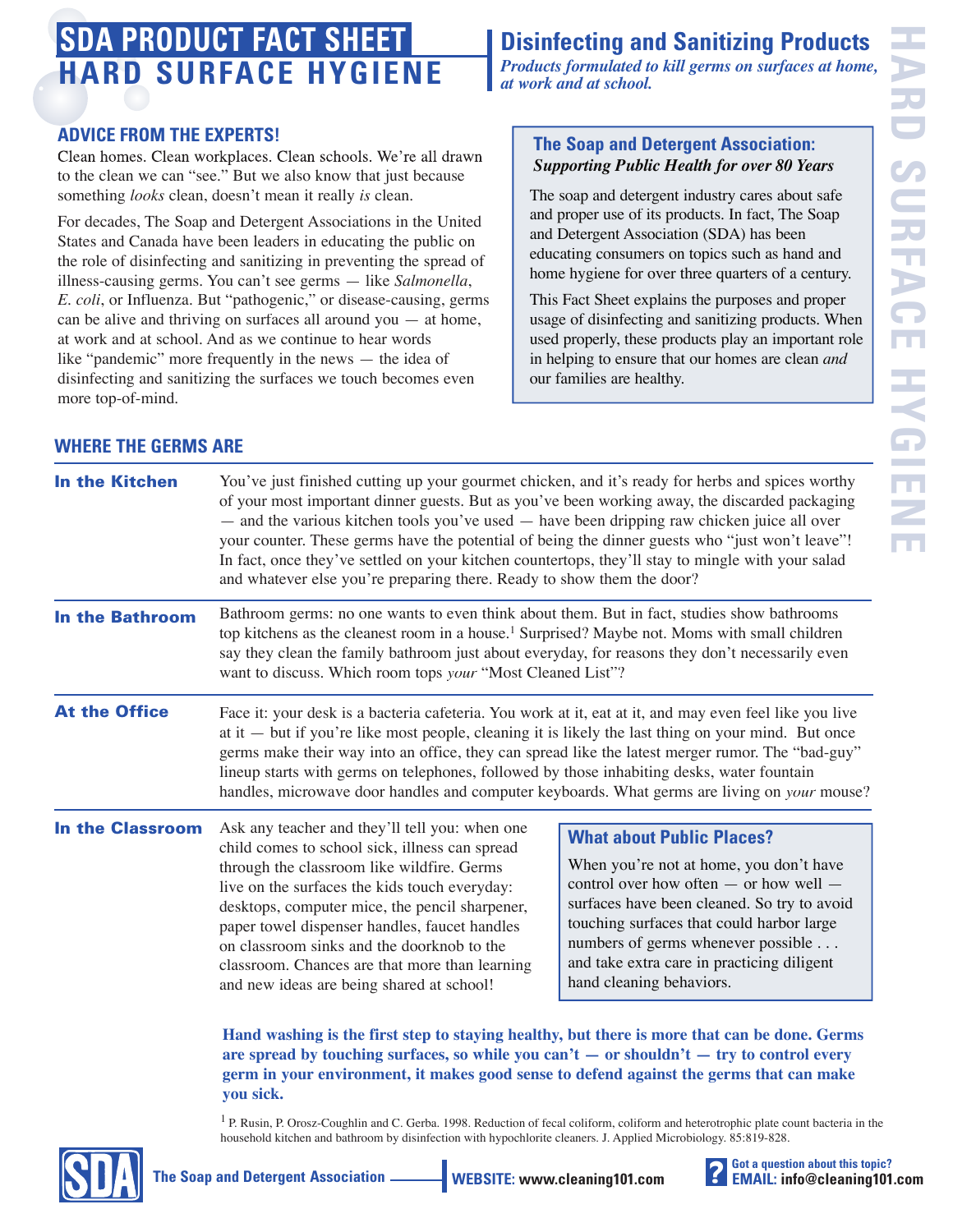# SDA PRODUCT FACT SHEET
# HARD SURFACE HYGIENE

## Disinfecting and Sanitizing Products

*Products formulated to kill germs on surfaces at home, at work and at school.*

### ADVICE FROM THE EXPERTS!

Clean homes. Clean workplaces. Clean schools. We're all drawn to the clean we can "see." But we also know that just because something *looks* clean, doesn't mean it really *is* clean.

For decades, The Soap and Detergent Associations in the United States and Canada have been leaders in educating the public on the role of disinfecting and sanitizing in preventing the spread of illness-causing germs. You can't see germs — like *Salmonella*, *E. coli*, or Influenza. But "pathogenic," or disease-causing, germs can be alive and thriving on surfaces all around you — at home, at work and at school. And as we continue to hear words like "pandemic" more frequently in the news — the idea of disinfecting and sanitizing the surfaces we touch becomes even more top-of-mind.

### The Soap and Detergent Association: *Supporting Public Health for over 80 Years*

The soap and detergent industry cares about safe and proper use of its products. In fact, The Soap and Detergent Association (SDA) has been educating consumers on topics such as hand and home hygiene for over three quarters of a century.

This Fact Sheet explains the purposes and proper usage of disinfecting and sanitizing products. When used properly, these products play an important role in helping to ensure that our homes are clean *and* our families are healthy.

### WHERE THE GERMS ARE

**In the Kitchen**

You've just finished cutting up your gourmet chicken, and it's ready for herbs and spices worthy of your most important dinner guests. But as you've been working away, the discarded packaging — and the various kitchen tools you've used — have been dripping raw chicken juice all over your counter. These germs have the potential of being the dinner guests who "just won't leave"! In fact, once they've settled on your kitchen countertops, they'll stay to mingle with your salad and whatever else you're preparing there. Ready to show them the door?

**In the Bathroom**

Bathroom germs: no one wants to even think about them. But in fact, studies show bathrooms top kitchens as the cleanest room in a house.[1] Surprised? Maybe not. Moms with small children say they clean the family bathroom just about everyday, for reasons they don't necessarily even want to discuss. Which room tops *your* "Most Cleaned List"?

**At the Office**

Face it: your desk is a bacteria cafeteria. You work at it, eat at it, and may even feel like you live at it — but if you're like most people, cleaning it is likely the last thing on your mind. But once germs make their way into an office, they can spread like the latest merger rumor. The "bad-guy" lineup starts with germs on telephones, followed by those inhabiting desks, water fountain handles, microwave door handles and computer keyboards. What germs are living on *your* mouse?

**In the Classroom**

Ask any teacher and they'll tell you: when one child comes to school sick, illness can spread through the classroom like wildfire. Germs live on the surfaces the kids touch everyday: desktops, computer mice, the pencil sharpener, paper towel dispenser handles, faucet handles on classroom sinks and the doorknob to the classroom. Chances are that more than learning and new ideas are being shared at school!

#### What about Public Places?

When you're not at home, you don't have control over how often — or how well — surfaces have been cleaned. So try to avoid touching surfaces that could harbor large numbers of germs whenever possible . . . and take extra care in practicing diligent hand cleaning behaviors.

**Hand washing is the first step to staying healthy, but there is more that can be done. Germs are spread by touching surfaces, so while you can't — or shouldn't — try to control every germ in your environment, it makes good sense to defend against the germs that can make you sick.**

[1] P. Rusin, P. Orosz-Coughlin and C. Gerba. 1998. Reduction of fecal coliform, coliform and heterotrophic plate count bacteria in the household kitchen and bathroom by disinfection with hypochlorite cleaners. J. Applied Microbiology. 85:819-828.

The Soap and Detergent Association — **WEBSITE:** www.cleaning101.com — Got a question about this topic? **EMAIL:** info@cleaning101.com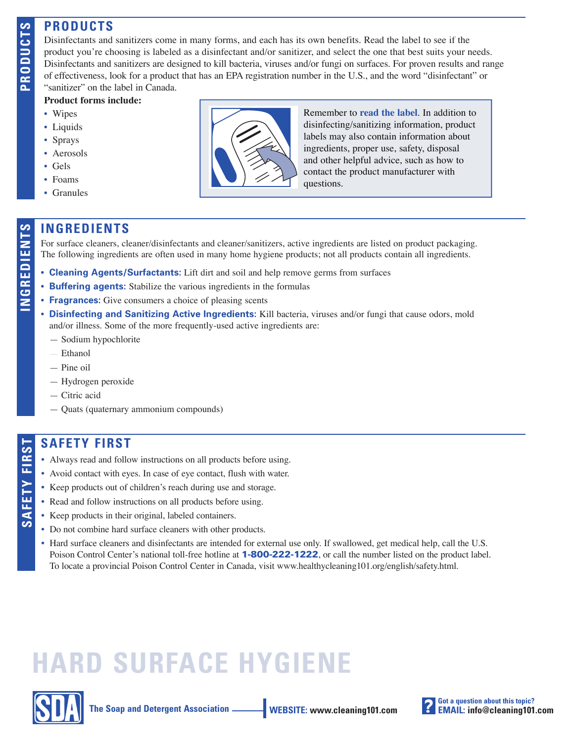## PRODUCTS

Disinfectants and sanitizers come in many forms, and each has its own benefits. Read the label to see if the product you're choosing is labeled as a disinfectant and/or sanitizer, and select the one that best suits your needs. Disinfectants and sanitizers are designed to kill bacteria, viruses and/or fungi on surfaces. For proven results and range of effectiveness, look for a product that has an EPA registration number in the U.S., and the word "disinfectant" or "sanitizer" on the label in Canada.

**Product forms include:**

- Wipes
- Liquids
- Sprays
- Aerosols
- Gels
- Foams
- Granules

Remember to **read the label**. In addition to disinfecting/sanitizing information, product labels may also contain information about ingredients, proper use, safety, disposal and other helpful advice, such as how to contact the product manufacturer with questions.

## INGREDIENTS

For surface cleaners, cleaner/disinfectants and cleaner/sanitizers, active ingredients are listed on product packaging. The following ingredients are often used in many home hygiene products; not all products contain all ingredients.

- **Cleaning Agents/Surfactants:** Lift dirt and soil and help remove germs from surfaces
- **Buffering agents:** Stabilize the various ingredients in the formulas
- **Fragrances:** Give consumers a choice of pleasing scents
- **Disinfecting and Sanitizing Active Ingredients:** Kill bacteria, viruses and/or fungi that cause odors, mold and/or illness. Some of the more frequently-used active ingredients are:
  - Sodium hypochlorite
  - Ethanol
  - Pine oil
  - Hydrogen peroxide
  - Citric acid
  - Quats (quaternary ammonium compounds)

## SAFETY FIRST

- Always read and follow instructions on all products before using.
- Avoid contact with eyes. In case of eye contact, flush with water.
- Keep products out of children's reach during use and storage.
- Read and follow instructions on all products before using.
- Keep products in their original, labeled containers.
- Do not combine hard surface cleaners with other products.
- Hard surface cleaners and disinfectants are intended for external use only. If swallowed, get medical help, call the U.S. Poison Control Center's national toll-free hotline at **1-800-222-1222**, or call the number listed on the product label. To locate a provincial Poison Control Center in Canada, visit www.healthycleaning101.org/english/safety.html.

# HARD SURFACE HYGIENE

SDA The Soap and Detergent Association | WEBSITE: www.cleaning101.com | Got a question about this topic? EMAIL: info@cleaning101.com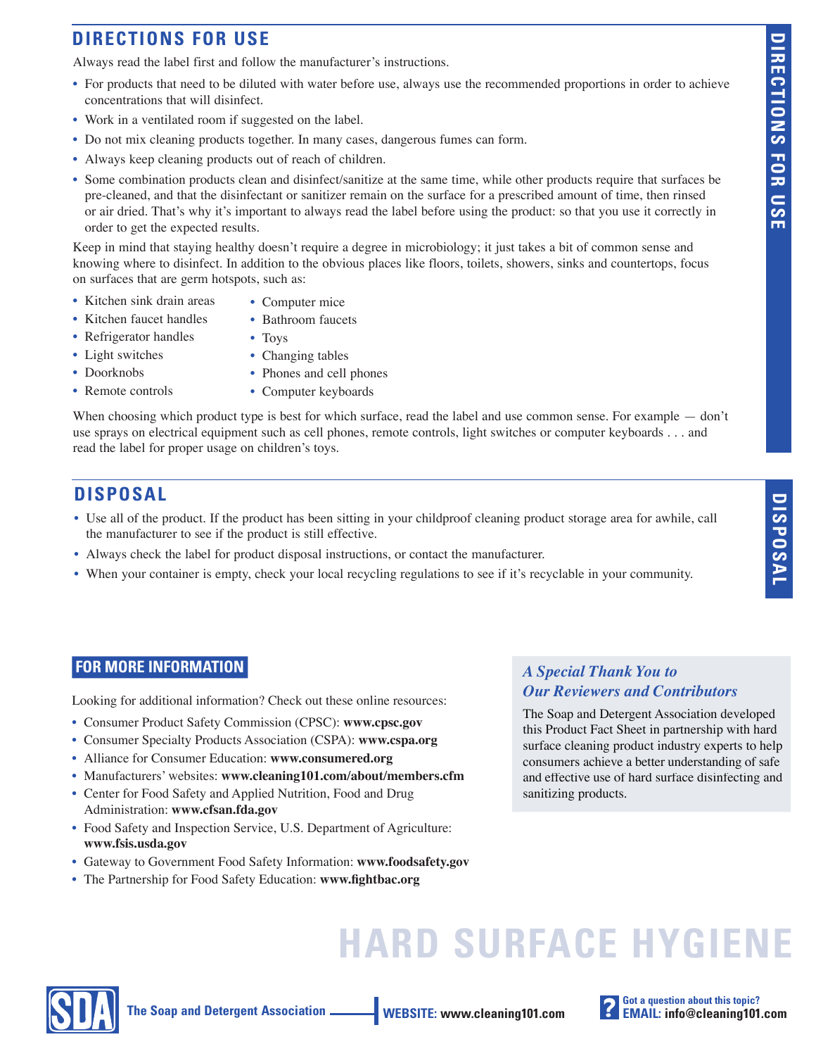## DIRECTIONS FOR USE

Always read the label first and follow the manufacturer's instructions.

- For products that need to be diluted with water before use, always use the recommended proportions in order to achieve concentrations that will disinfect.
- Work in a ventilated room if suggested on the label.
- Do not mix cleaning products together. In many cases, dangerous fumes can form.
- Always keep cleaning products out of reach of children.
- Some combination products clean and disinfect/sanitize at the same time, while other products require that surfaces be pre-cleaned, and that the disinfectant or sanitizer remain on the surface for a prescribed amount of time, then rinsed or air dried. That's why it's important to always read the label before using the product: so that you use it correctly in order to get the expected results.

Keep in mind that staying healthy doesn't require a degree in microbiology; it just takes a bit of common sense and knowing where to disinfect. In addition to the obvious places like floors, toilets, showers, sinks and countertops, focus on surfaces that are germ hotspots, such as:

- Kitchen sink drain areas
- Kitchen faucet handles
- Refrigerator handles
- Light switches
- Doorknobs
- Remote controls
- Computer mice
- Bathroom faucets
- Toys
- Changing tables
- Phones and cell phones
- Computer keyboards

When choosing which product type is best for which surface, read the label and use common sense. For example — don't use sprays on electrical equipment such as cell phones, remote controls, light switches or computer keyboards . . . and read the label for proper usage on children's toys.

## DISPOSAL

- Use all of the product. If the product has been sitting in your childproof cleaning product storage area for awhile, call the manufacturer to see if the product is still effective.
- Always check the label for product disposal instructions, or contact the manufacturer.
- When your container is empty, check your local recycling regulations to see if it's recyclable in your community.

### FOR MORE INFORMATION

Looking for additional information? Check out these online resources:

- Consumer Product Safety Commission (CPSC): **www.cpsc.gov**
- Consumer Specialty Products Association (CSPA): **www.cspa.org**
- Alliance for Consumer Education: **www.consumered.org**
- Manufacturers' websites: **www.cleaning101.com/about/members.cfm**
- Center for Food Safety and Applied Nutrition, Food and Drug Administration: **www.cfsan.fda.gov**
- Food Safety and Inspection Service, U.S. Department of Agriculture: **www.fsis.usda.gov**
- Gateway to Government Food Safety Information: **www.foodsafety.gov**
- The Partnership for Food Safety Education: **www.fightbac.org**

### *A Special Thank You to Our Reviewers and Contributors*

The Soap and Detergent Association developed this Product Fact Sheet in partnership with hard surface cleaning product industry experts to help consumers achieve a better understanding of safe and effective use of hard surface disinfecting and sanitizing products.

# HARD SURFACE HYGIENE

**The Soap and Detergent Association** — **WEBSITE:** www.cleaning101.com — **Got a question about this topic? EMAIL:** info@cleaning101.com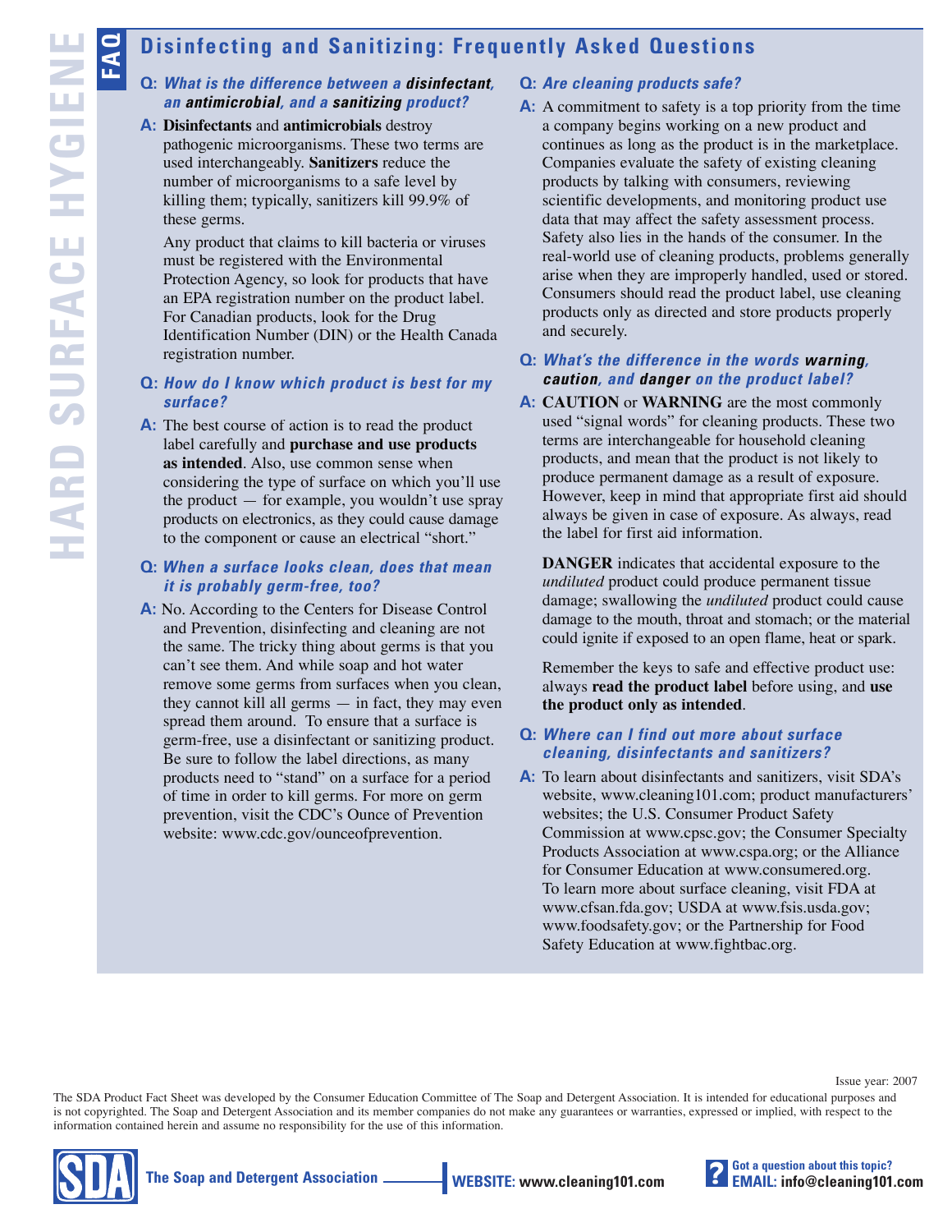# Disinfecting and Sanitizing: Frequently Asked Questions

**Q: *What is the difference between a* disinfectant*, an* antimicrobial*, and a* sanitizing *product?***

**A:** **Disinfectants** and **antimicrobials** destroy pathogenic microorganisms. These two terms are used interchangeably. **Sanitizers** reduce the number of microorganisms to a safe level by killing them; typically, sanitizers kill 99.9% of these germs.

Any product that claims to kill bacteria or viruses must be registered with the Environmental Protection Agency, so look for products that have an EPA registration number on the product label. For Canadian products, look for the Drug Identification Number (DIN) or the Health Canada registration number.

**Q: *How do I know which product is best for my surface?***

**A:** The best course of action is to read the product label carefully and **purchase and use products as intended**. Also, use common sense when considering the type of surface on which you'll use the product — for example, you wouldn't use spray products on electronics, as they could cause damage to the component or cause an electrical "short."

**Q: *When a surface looks clean, does that mean it is probably germ-free, too?***

**A:** No. According to the Centers for Disease Control and Prevention, disinfecting and cleaning are not the same. The tricky thing about germs is that you can't see them. And while soap and hot water remove some germs from surfaces when you clean, they cannot kill all germs — in fact, they may even spread them around. To ensure that a surface is germ-free, use a disinfectant or sanitizing product. Be sure to follow the label directions, as many products need to "stand" on a surface for a period of time in order to kill germs. For more on germ prevention, visit the CDC's Ounce of Prevention website: www.cdc.gov/ounceofprevention.

**Q: *Are cleaning products safe?***

**A:** A commitment to safety is a top priority from the time a company begins working on a new product and continues as long as the product is in the marketplace. Companies evaluate the safety of existing cleaning products by talking with consumers, reviewing scientific developments, and monitoring product use data that may affect the safety assessment process. Safety also lies in the hands of the consumer. In the real-world use of cleaning products, problems generally arise when they are improperly handled, used or stored. Consumers should read the product label, use cleaning products only as directed and store products properly and securely.

**Q: *What's the difference in the words* warning*,* caution*, and* danger *on the product label?***

**A:** **CAUTION** or **WARNING** are the most commonly used "signal words" for cleaning products. These two terms are interchangeable for household cleaning products, and mean that the product is not likely to produce permanent damage as a result of exposure. However, keep in mind that appropriate first aid should always be given in case of exposure. As always, read the label for first aid information.

**DANGER** indicates that accidental exposure to the *undiluted* product could produce permanent tissue damage; swallowing the *undiluted* product could cause damage to the mouth, throat and stomach; or the material could ignite if exposed to an open flame, heat or spark.

Remember the keys to safe and effective product use: always **read the product label** before using, and **use the product only as intended**.

**Q: *Where can I find out more about surface cleaning, disinfectants and sanitizers?***

**A:** To learn about disinfectants and sanitizers, visit SDA's website, www.cleaning101.com; product manufacturers' websites; the U.S. Consumer Product Safety Commission at www.cpsc.gov; the Consumer Specialty Products Association at www.cspa.org; or the Alliance for Consumer Education at www.consumered.org. To learn more about surface cleaning, visit FDA at www.cfsan.fda.gov; USDA at www.fsis.usda.gov; www.foodsafety.gov; or the Partnership for Food Safety Education at www.fightbac.org.

Issue year: 2007

The SDA Product Fact Sheet was developed by the Consumer Education Committee of The Soap and Detergent Association. It is intended for educational purposes and is not copyrighted. The Soap and Detergent Association and its member companies do not make any guarantees or warranties, expressed or implied, with respect to the information contained herein and assume no responsibility for the use of this information.

**The Soap and Detergent Association** | **WEBSITE: www.cleaning101.com** | **Got a question about this topic? EMAIL: info@cleaning101.com**